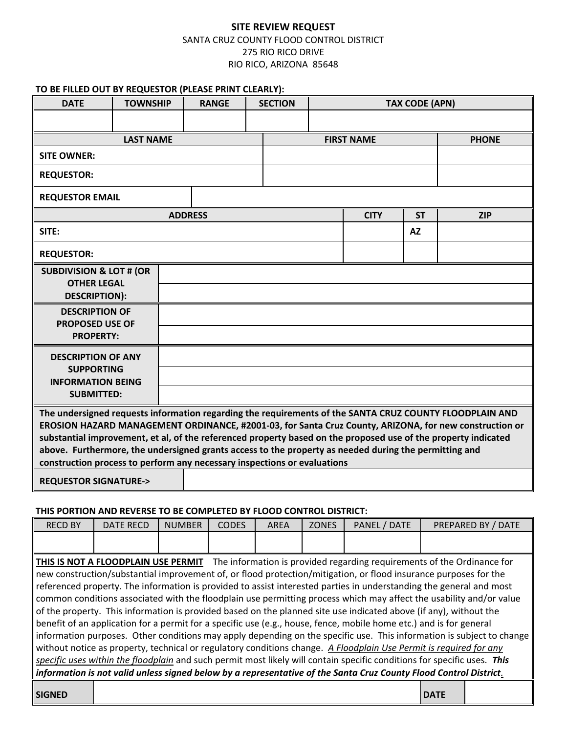# SITE REVIEW REQUEST

SANTA CRUZ COUNTY FLOOD CONTROL DISTRICT
275 RIO RICO DRIVE
RIO RICO, ARIZONA 85648

**TO BE FILLED OUT BY REQUESTOR (PLEASE PRINT CLEARLY):**

| DATE | TOWNSHIP | RANGE | SECTION | TAX CODE (APN) |
|---|---|---|---|---|
| | | | | |

| | LAST NAME | FIRST NAME | PHONE |
|---|---|---|---|
| **SITE OWNER:** | | | |
| **REQUESTOR:** | | | |

| **REQUESTOR EMAIL** | |
|---|---|

| | ADDRESS | CITY | ST | ZIP |
|---|---|---|---|---|
| **SITE:** | | | AZ | |
| **REQUESTOR:** | | | | |

| **SUBDIVISION & LOT # (OR OTHER LEGAL DESCRIPTION):** | |
|---|---|
| **DESCRIPTION OF PROPOSED USE OF PROPERTY:** | |
| **DESCRIPTION OF ANY SUPPORTING INFORMATION BEING SUBMITTED:** | |

**The undersigned requests information regarding the requirements of the SANTA CRUZ COUNTY FLOODPLAIN AND EROSION HAZARD MANAGEMENT ORDINANCE, #2001-03, for Santa Cruz County, ARIZONA, for new construction or substantial improvement, et al, of the referenced property based on the proposed use of the property indicated above. Furthermore, the undersigned grants access to the property as needed during the permitting and construction process to perform any necessary inspections or evaluations**

| **REQUESTOR SIGNATURE->** | |
|---|---|

**THIS PORTION AND REVERSE TO BE COMPLETED BY FLOOD CONTROL DISTRICT:**

| RECD BY | DATE RECD | NUMBER | CODES | AREA | ZONES | PANEL / DATE | PREPARED BY / DATE |
|---|---|---|---|---|---|---|---|
| | | | | | | | |

**THIS IS NOT A FLOODPLAIN USE PERMIT** The information is provided regarding requirements of the Ordinance for new construction/substantial improvement of, or flood protection/mitigation, or flood insurance purposes for the referenced property. The information is provided to assist interested parties in understanding the general and most common conditions associated with the floodplain use permitting process which may affect the usability and/or value of the property. This information is provided based on the planned site use indicated above (if any), without the benefit of an application for a permit for a specific use (e.g., house, fence, mobile home etc.) and is for general information purposes. Other conditions may apply depending on the specific use. This information is subject to change without notice as property, technical or regulatory conditions change. *A Floodplain Use Permit is required for any specific uses within the floodplain* and such permit most likely will contain specific conditions for specific uses. ***This information is not valid unless signed below by a representative of the Santa Cruz County Flood Control District.***

| **SIGNED** | | **DATE** | |
|---|---|---|---|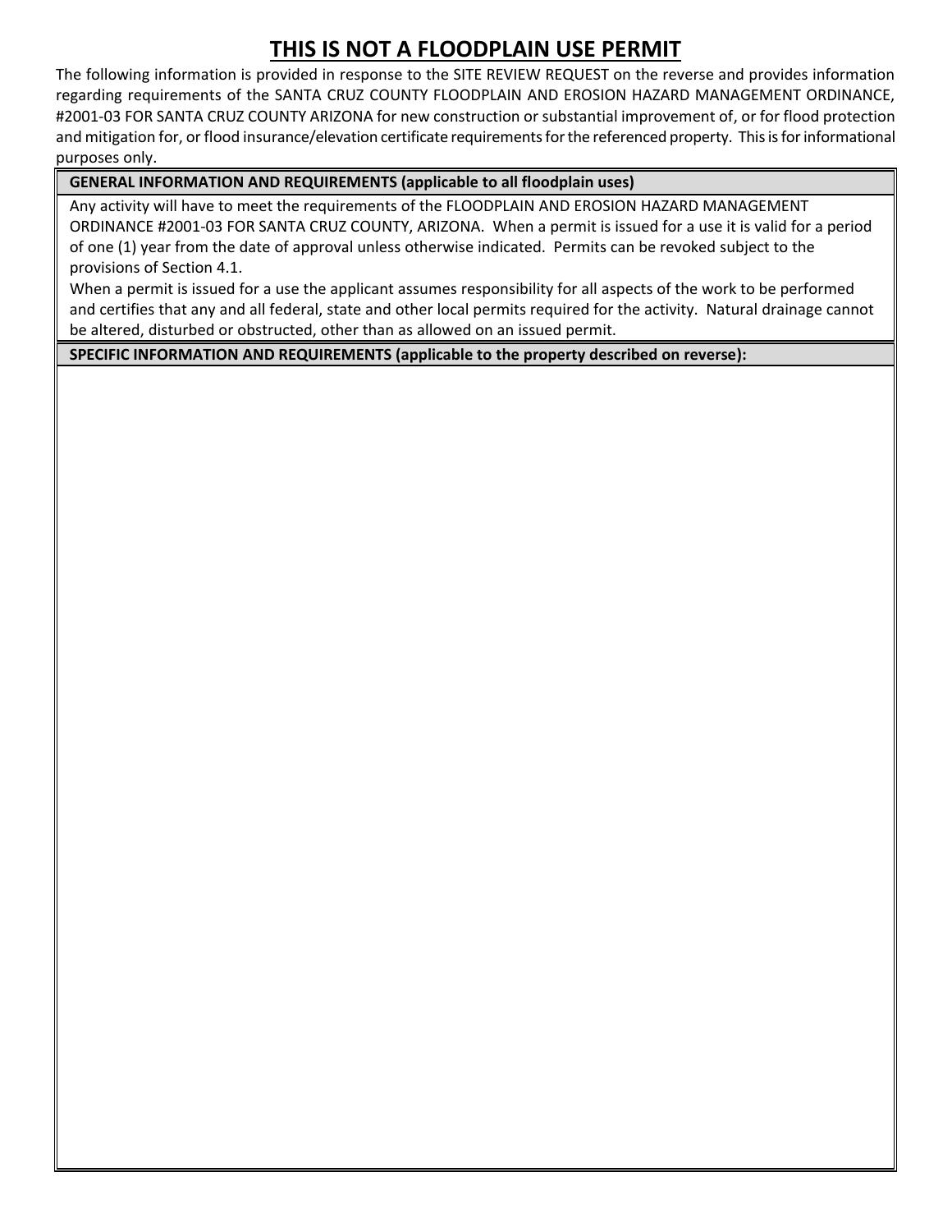# THIS IS NOT A FLOODPLAIN USE PERMIT

The following information is provided in response to the SITE REVIEW REQUEST on the reverse and provides information regarding requirements of the SANTA CRUZ COUNTY FLOODPLAIN AND EROSION HAZARD MANAGEMENT ORDINANCE, #2001-03 FOR SANTA CRUZ COUNTY ARIZONA for new construction or substantial improvement of, or for flood protection and mitigation for, or flood insurance/elevation certificate requirements for the referenced property. This is for informational purposes only.

| GENERAL INFORMATION AND REQUIREMENTS (applicable to all floodplain uses) |
| --- |
| Any activity will have to meet the requirements of the FLOODPLAIN AND EROSION HAZARD MANAGEMENT ORDINANCE #2001-03 FOR SANTA CRUZ COUNTY, ARIZONA. When a permit is issued for a use it is valid for a period of one (1) year from the date of approval unless otherwise indicated. Permits can be revoked subject to the provisions of Section 4.1.<br>When a permit is issued for a use the applicant assumes responsibility for all aspects of the work to be performed and certifies that any and all federal, state and other local permits required for the activity. Natural drainage cannot be altered, disturbed or obstructed, other than as allowed on an issued permit. |
| **SPECIFIC INFORMATION AND REQUIREMENTS (applicable to the property described on reverse):** |
| |